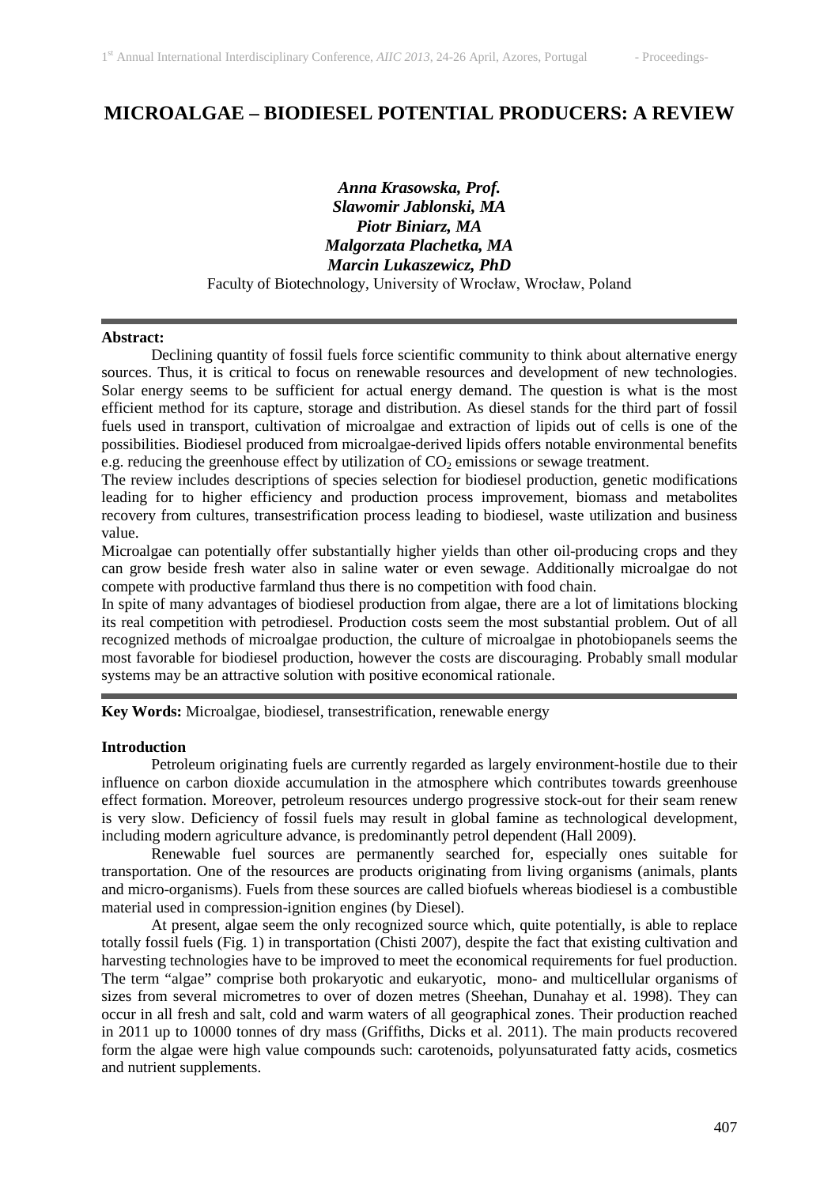# MICROALGAE – BIODIESEL POTENTIAL PRODUCERS: A REVIEW

***Anna Krasowska, Prof.***
***Slawomir Jablonski, MA***
***Piotr Biniarz, MA***
***Malgorzata Plachetka, MA***
***Marcin Lukaszewicz, PhD***
Faculty of Biotechnology, University of Wrocław, Wrocław, Poland

---

**Abstract:**

Declining quantity of fossil fuels force scientific community to think about alternative energy sources. Thus, it is critical to focus on renewable resources and development of new technologies. Solar energy seems to be sufficient for actual energy demand. The question is what is the most efficient method for its capture, storage and distribution. As diesel stands for the third part of fossil fuels used in transport, cultivation of microalgae and extraction of lipids out of cells is one of the possibilities. Biodiesel produced from microalgae-derived lipids offers notable environmental benefits e.g. reducing the greenhouse effect by utilization of $CO_2$ emissions or sewage treatment.

The review includes descriptions of species selection for biodiesel production, genetic modifications leading for to higher efficiency and production process improvement, biomass and metabolites recovery from cultures, transestrification process leading to biodiesel, waste utilization and business value.

Microalgae can potentially offer substantially higher yields than other oil-producing crops and they can grow beside fresh water also in saline water or even sewage. Additionally microalgae do not compete with productive farmland thus there is no competition with food chain.

In spite of many advantages of biodiesel production from algae, there are a lot of limitations blocking its real competition with petrodiesel. Production costs seem the most substantial problem. Out of all recognized methods of microalgae production, the culture of microalgae in photobiopanels seems the most favorable for biodiesel production, however the costs are discouraging. Probably small modular systems may be an attractive solution with positive economical rationale.

---

**Key Words:** Microalgae, biodiesel, transestrification, renewable energy

**Introduction**

Petroleum originating fuels are currently regarded as largely environment-hostile due to their influence on carbon dioxide accumulation in the atmosphere which contributes towards greenhouse effect formation. Moreover, petroleum resources undergo progressive stock-out for their seam renew is very slow. Deficiency of fossil fuels may result in global famine as technological development, including modern agriculture advance, is predominantly petrol dependent (Hall 2009).

Renewable fuel sources are permanently searched for, especially ones suitable for transportation. One of the resources are products originating from living organisms (animals, plants and micro-organisms). Fuels from these sources are called biofuels whereas biodiesel is a combustible material used in compression-ignition engines (by Diesel).

At present, algae seem the only recognized source which, quite potentially, is able to replace totally fossil fuels (Fig. 1) in transportation (Chisti 2007), despite the fact that existing cultivation and harvesting technologies have to be improved to meet the economical requirements for fuel production. The term "algae" comprise both prokaryotic and eukaryotic, mono- and multicellular organisms of sizes from several micrometres to over of dozen metres (Sheehan, Dunahay et al. 1998). They can occur in all fresh and salt, cold and warm waters of all geographical zones. Their production reached in 2011 up to 10000 tonnes of dry mass (Griffiths, Dicks et al. 2011). The main products recovered form the algae were high value compounds such: carotenoids, polyunsaturated fatty acids, cosmetics and nutrient supplements.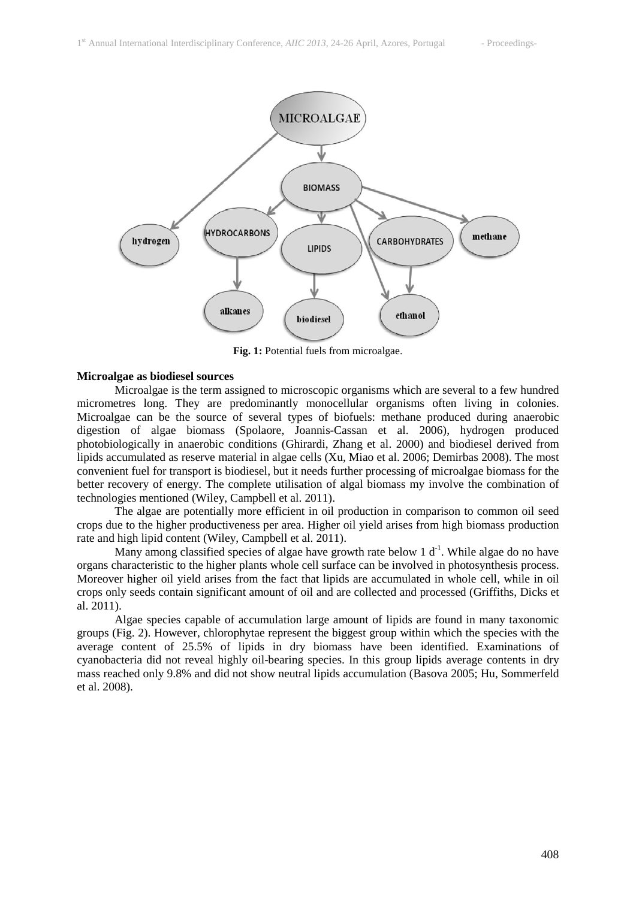Fig. 1: Potential fuels from microalgae.

**Microalgae as biodiesel sources**

Microalgae is the term assigned to microscopic organisms which are several to a few hundred micrometres long. They are predominantly monocellular organisms often living in colonies. Microalgae can be the source of several types of biofuels: methane produced during anaerobic digestion of algae biomass (Spolaore, Joannis-Cassan et al. 2006), hydrogen produced photobiologically in anaerobic conditions (Ghirardi, Zhang et al. 2000) and biodiesel derived from lipids accumulated as reserve material in algae cells (Xu, Miao et al. 2006; Demirbas 2008). The most convenient fuel for transport is biodiesel, but it needs further processing of microalgae biomass for the better recovery of energy. The complete utilisation of algal biomass my involve the combination of technologies mentioned (Wiley, Campbell et al. 2011).

The algae are potentially more efficient in oil production in comparison to common oil seed crops due to the higher productiveness per area. Higher oil yield arises from high biomass production rate and high lipid content (Wiley, Campbell et al. 2011).

Many among classified species of algae have growth rate below 1 $d^{-1}$. While algae do no have organs characteristic to the higher plants whole cell surface can be involved in photosynthesis process. Moreover higher oil yield arises from the fact that lipids are accumulated in whole cell, while in oil crops only seeds contain significant amount of oil and are collected and processed (Griffiths, Dicks et al. 2011).

Algae species capable of accumulation large amount of lipids are found in many taxonomic groups (Fig. 2). However, chlorophytae represent the biggest group within which the species with the average content of 25.5% of lipids in dry biomass have been identified. Examinations of cyanobacteria did not reveal highly oil-bearing species. In this group lipids average contents in dry mass reached only 9.8% and did not show neutral lipids accumulation (Basova 2005; Hu, Sommerfeld et al. 2008).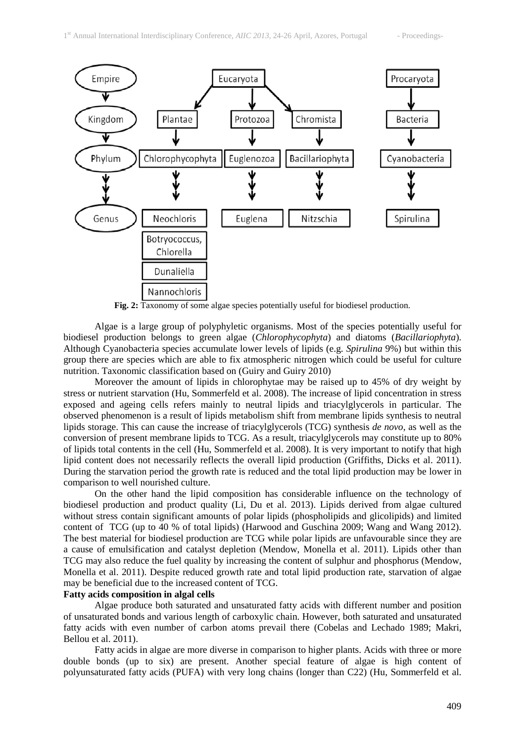**Fig. 2:** Taxonomy of some algae species potentially useful for biodiesel production.

Algae is a large group of polyphyletic organisms. Most of the species potentially useful for biodiesel production belongs to green algae (*Chlorophycophyta*) and diatoms (*Bacillariophyta*). Although Cyanobacteria species accumulate lower levels of lipids (e.g. *Spirulina* 9%) but within this group there are species which are able to fix atmospheric nitrogen which could be useful for culture nutrition. Taxonomic classification based on (Guiry and Guiry 2010)

Moreover the amount of lipids in chlorophytae may be raised up to 45% of dry weight by stress or nutrient starvation (Hu, Sommerfeld et al. 2008). The increase of lipid concentration in stress exposed and ageing cells refers mainly to neutral lipids and triacylglycerols in particular. The observed phenomenon is a result of lipids metabolism shift from membrane lipids synthesis to neutral lipids storage. This can cause the increase of triacylglycerols (TCG) synthesis *de novo*, as well as the conversion of present membrane lipids to TCG. As a result, triacylglycerols may constitute up to 80% of lipids total contents in the cell (Hu, Sommerfeld et al. 2008). It is very important to notify that high lipid content does not necessarily reflects the overall lipid production (Griffiths, Dicks et al. 2011). During the starvation period the growth rate is reduced and the total lipid production may be lower in comparison to well nourished culture.

On the other hand the lipid composition has considerable influence on the technology of biodiesel production and product quality (Li, Du et al. 2013). Lipids derived from algae cultured without stress contain significant amounts of polar lipids (phospholipids and glicolipids) and limited content of TCG (up to 40 % of total lipids) (Harwood and Guschina 2009; Wang and Wang 2012). The best material for biodiesel production are TCG while polar lipids are unfavourable since they are a cause of emulsification and catalyst depletion (Mendow, Monella et al. 2011). Lipids other than TCG may also reduce the fuel quality by increasing the content of sulphur and phosphorus (Mendow, Monella et al. 2011). Despite reduced growth rate and total lipid production rate, starvation of algae may be beneficial due to the increased content of TCG.

**Fatty acids composition in algal cells**

Algae produce both saturated and unsaturated fatty acids with different number and position of unsaturated bonds and various length of carboxylic chain. However, both saturated and unsaturated fatty acids with even number of carbon atoms prevail there (Cobelas and Lechado 1989; Makri, Bellou et al. 2011).

Fatty acids in algae are more diverse in comparison to higher plants. Acids with three or more double bonds (up to six) are present. Another special feature of algae is high content of polyunsaturated fatty acids (PUFA) with very long chains (longer than C22) (Hu, Sommerfeld et al.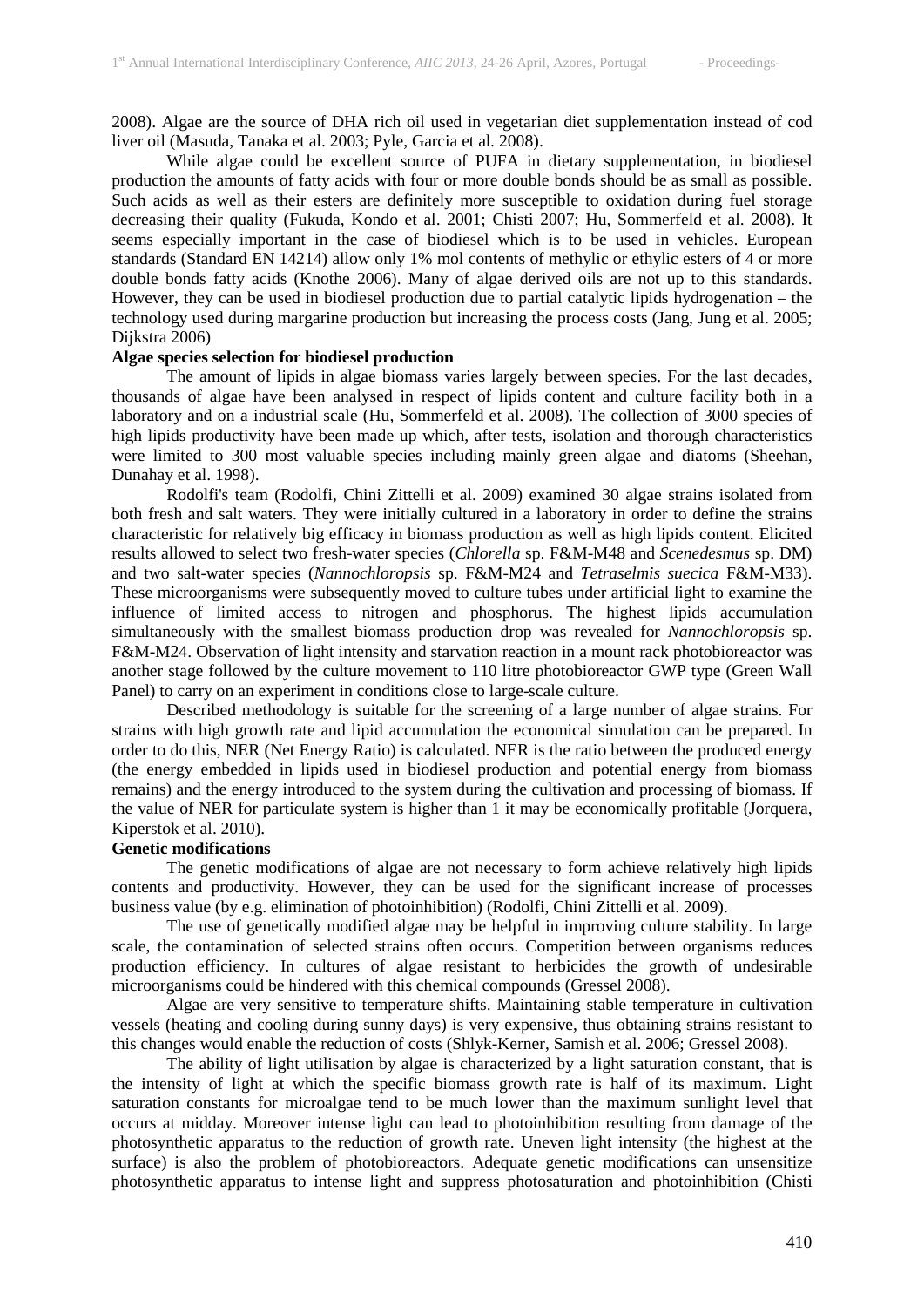2008). Algae are the source of DHA rich oil used in vegetarian diet supplementation instead of cod liver oil (Masuda, Tanaka et al. 2003; Pyle, Garcia et al. 2008).

While algae could be excellent source of PUFA in dietary supplementation, in biodiesel production the amounts of fatty acids with four or more double bonds should be as small as possible. Such acids as well as their esters are definitely more susceptible to oxidation during fuel storage decreasing their quality (Fukuda, Kondo et al. 2001; Chisti 2007; Hu, Sommerfeld et al. 2008). It seems especially important in the case of biodiesel which is to be used in vehicles. European standards (Standard EN 14214) allow only 1% mol contents of methylic or ethylic esters of 4 or more double bonds fatty acids (Knothe 2006). Many of algae derived oils are not up to this standards. However, they can be used in biodiesel production due to partial catalytic lipids hydrogenation – the technology used during margarine production but increasing the process costs (Jang, Jung et al. 2005; Dijkstra 2006)

**Algae species selection for biodiesel production**

The amount of lipids in algae biomass varies largely between species. For the last decades, thousands of algae have been analysed in respect of lipids content and culture facility both in a laboratory and on a industrial scale (Hu, Sommerfeld et al. 2008). The collection of 3000 species of high lipids productivity have been made up which, after tests, isolation and thorough characteristics were limited to 300 most valuable species including mainly green algae and diatoms (Sheehan, Dunahay et al. 1998).

Rodolfi's team (Rodolfi, Chini Zittelli et al. 2009) examined 30 algae strains isolated from both fresh and salt waters. They were initially cultured in a laboratory in order to define the strains characteristic for relatively big efficacy in biomass production as well as high lipids content. Elicited results allowed to select two fresh-water species (*Chlorella* sp. F&M-M48 and *Scenedesmus* sp. DM) and two salt-water species (*Nannochloropsis* sp. F&M-M24 and *Tetraselmis suecica* F&M-M33). These microorganisms were subsequently moved to culture tubes under artificial light to examine the influence of limited access to nitrogen and phosphorus. The highest lipids accumulation simultaneously with the smallest biomass production drop was revealed for *Nannochloropsis* sp. F&M-M24. Observation of light intensity and starvation reaction in a mount rack photobioreactor was another stage followed by the culture movement to 110 litre photobioreactor GWP type (Green Wall Panel) to carry on an experiment in conditions close to large-scale culture.

Described methodology is suitable for the screening of a large number of algae strains. For strains with high growth rate and lipid accumulation the economical simulation can be prepared. In order to do this, NER (Net Energy Ratio) is calculated. NER is the ratio between the produced energy (the energy embedded in lipids used in biodiesel production and potential energy from biomass remains) and the energy introduced to the system during the cultivation and processing of biomass. If the value of NER for particulate system is higher than 1 it may be economically profitable (Jorquera, Kiperstok et al. 2010).

**Genetic modifications**

The genetic modifications of algae are not necessary to form achieve relatively high lipids contents and productivity. However, they can be used for the significant increase of processes business value (by e.g. elimination of photoinhibition) (Rodolfi, Chini Zittelli et al. 2009).

The use of genetically modified algae may be helpful in improving culture stability. In large scale, the contamination of selected strains often occurs. Competition between organisms reduces production efficiency. In cultures of algae resistant to herbicides the growth of undesirable microorganisms could be hindered with this chemical compounds (Gressel 2008).

Algae are very sensitive to temperature shifts. Maintaining stable temperature in cultivation vessels (heating and cooling during sunny days) is very expensive, thus obtaining strains resistant to this changes would enable the reduction of costs (Shlyk-Kerner, Samish et al. 2006; Gressel 2008).

The ability of light utilisation by algae is characterized by a light saturation constant, that is the intensity of light at which the specific biomass growth rate is half of its maximum. Light saturation constants for microalgae tend to be much lower than the maximum sunlight level that occurs at midday. Moreover intense light can lead to photoinhibition resulting from damage of the photosynthetic apparatus to the reduction of growth rate. Uneven light intensity (the highest at the surface) is also the problem of photobioreactors. Adequate genetic modifications can unsensitize photosynthetic apparatus to intense light and suppress photosaturation and photoinhibition (Chisti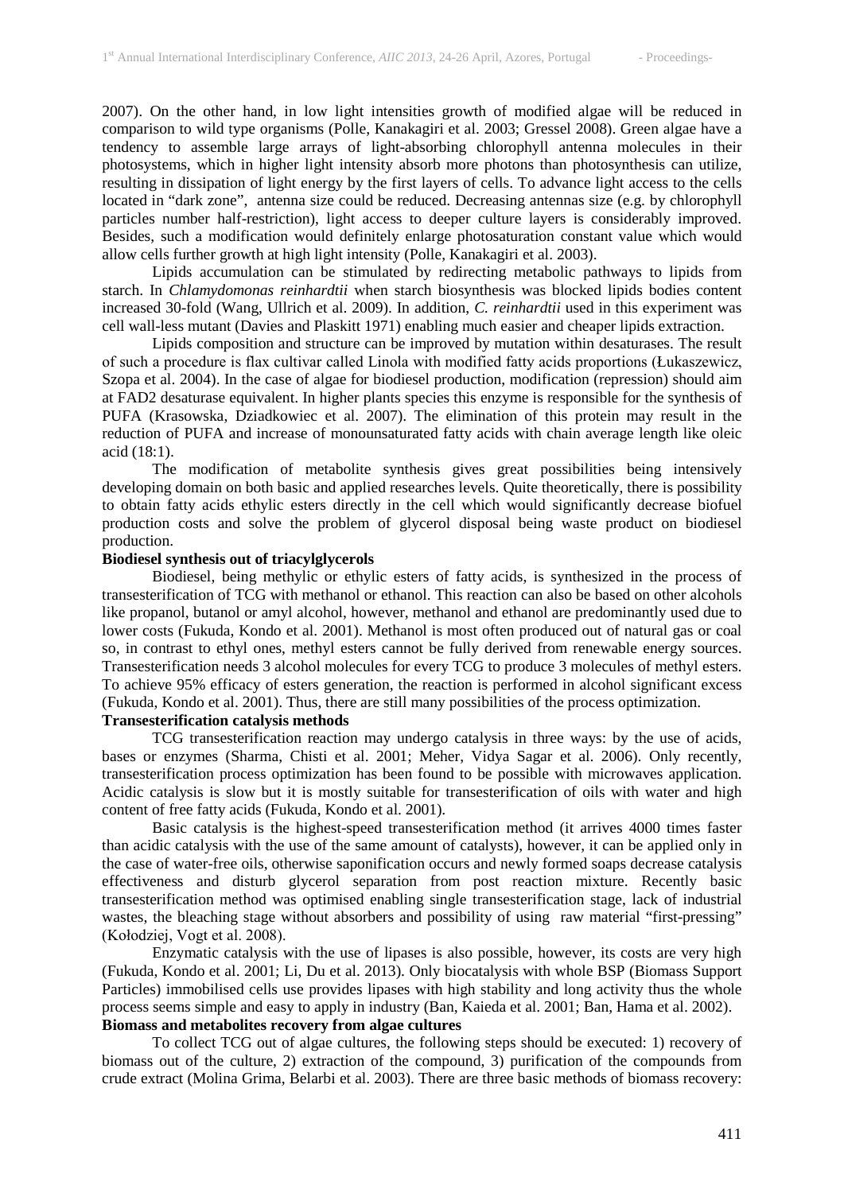2007). On the other hand, in low light intensities growth of modified algae will be reduced in comparison to wild type organisms (Polle, Kanakagiri et al. 2003; Gressel 2008). Green algae have a tendency to assemble large arrays of light-absorbing chlorophyll antenna molecules in their photosystems, which in higher light intensity absorb more photons than photosynthesis can utilize, resulting in dissipation of light energy by the first layers of cells. To advance light access to the cells located in "dark zone", antenna size could be reduced. Decreasing antennas size (e.g. by chlorophyll particles number half-restriction), light access to deeper culture layers is considerably improved. Besides, such a modification would definitely enlarge photosaturation constant value which would allow cells further growth at high light intensity (Polle, Kanakagiri et al. 2003).

Lipids accumulation can be stimulated by redirecting metabolic pathways to lipids from starch. In *Chlamydomonas reinhardtii* when starch biosynthesis was blocked lipids bodies content increased 30-fold (Wang, Ullrich et al. 2009). In addition, *C. reinhardtii* used in this experiment was cell wall-less mutant (Davies and Plaskitt 1971) enabling much easier and cheaper lipids extraction.

Lipids composition and structure can be improved by mutation within desaturases. The result of such a procedure is flax cultivar called Linola with modified fatty acids proportions (Łukaszewicz, Szopa et al. 2004). In the case of algae for biodiesel production, modification (repression) should aim at FAD2 desaturase equivalent. In higher plants species this enzyme is responsible for the synthesis of PUFA (Krasowska, Dziadkowiec et al. 2007). The elimination of this protein may result in the reduction of PUFA and increase of monounsaturated fatty acids with chain average length like oleic acid (18:1).

The modification of metabolite synthesis gives great possibilities being intensively developing domain on both basic and applied researches levels. Quite theoretically, there is possibility to obtain fatty acids ethylic esters directly in the cell which would significantly decrease biofuel production costs and solve the problem of glycerol disposal being waste product on biodiesel production.

**Biodiesel synthesis out of triacylglycerols**

Biodiesel, being methylic or ethylic esters of fatty acids, is synthesized in the process of transesterification of TCG with methanol or ethanol. This reaction can also be based on other alcohols like propanol, butanol or amyl alcohol, however, methanol and ethanol are predominantly used due to lower costs (Fukuda, Kondo et al. 2001). Methanol is most often produced out of natural gas or coal so, in contrast to ethyl ones, methyl esters cannot be fully derived from renewable energy sources. Transesterification needs 3 alcohol molecules for every TCG to produce 3 molecules of methyl esters. To achieve 95% efficacy of esters generation, the reaction is performed in alcohol significant excess (Fukuda, Kondo et al. 2001). Thus, there are still many possibilities of the process optimization.

**Transesterification catalysis methods**

TCG transesterification reaction may undergo catalysis in three ways: by the use of acids, bases or enzymes (Sharma, Chisti et al. 2001; Meher, Vidya Sagar et al. 2006). Only recently, transesterification process optimization has been found to be possible with microwaves application. Acidic catalysis is slow but it is mostly suitable for transesterification of oils with water and high content of free fatty acids (Fukuda, Kondo et al. 2001).

Basic catalysis is the highest-speed transesterification method (it arrives 4000 times faster than acidic catalysis with the use of the same amount of catalysts), however, it can be applied only in the case of water-free oils, otherwise saponification occurs and newly formed soaps decrease catalysis effectiveness and disturb glycerol separation from post reaction mixture. Recently basic transesterification method was optimised enabling single transesterification stage, lack of industrial wastes, the bleaching stage without absorbers and possibility of using raw material "first-pressing" (Kołodziej, Vogt et al. 2008).

Enzymatic catalysis with the use of lipases is also possible, however, its costs are very high (Fukuda, Kondo et al. 2001; Li, Du et al. 2013). Only biocatalysis with whole BSP (Biomass Support Particles) immobilised cells use provides lipases with high stability and long activity thus the whole process seems simple and easy to apply in industry (Ban, Kaieda et al. 2001; Ban, Hama et al. 2002).

**Biomass and metabolites recovery from algae cultures**

To collect TCG out of algae cultures, the following steps should be executed: 1) recovery of biomass out of the culture, 2) extraction of the compound, 3) purification of the compounds from crude extract (Molina Grima, Belarbi et al. 2003). There are three basic methods of biomass recovery: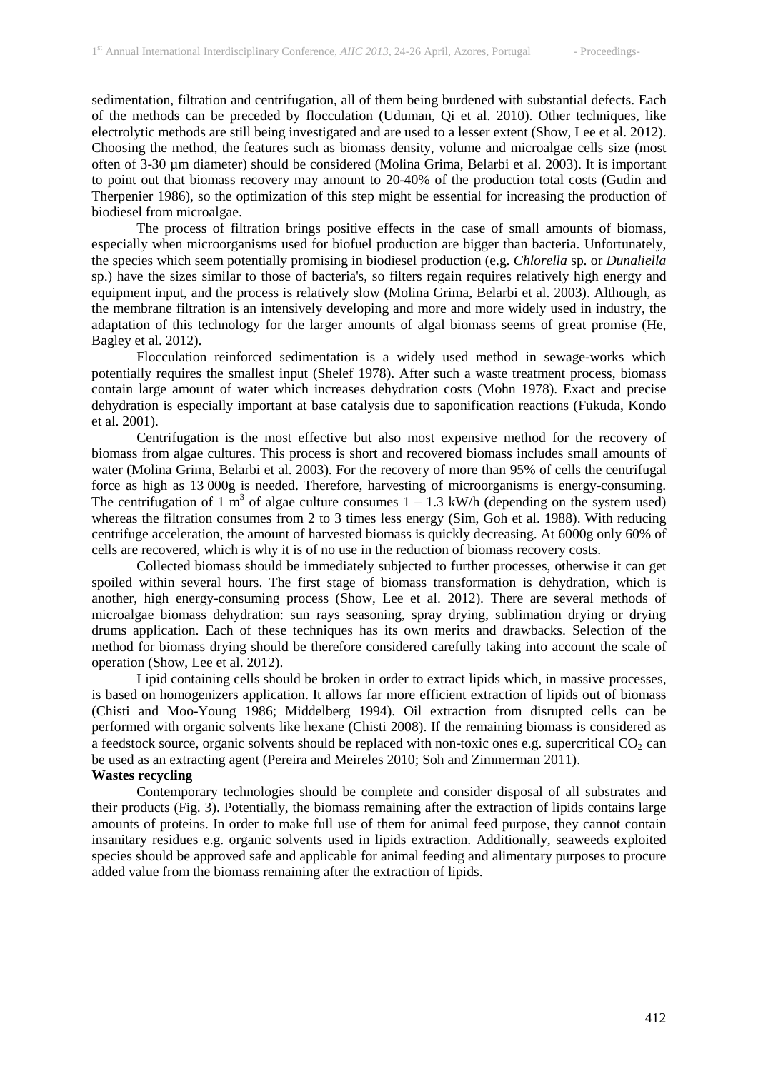sedimentation, filtration and centrifugation, all of them being burdened with substantial defects. Each of the methods can be preceded by flocculation (Uduman, Qi et al. 2010). Other techniques, like electrolytic methods are still being investigated and are used to a lesser extent (Show, Lee et al. 2012). Choosing the method, the features such as biomass density, volume and microalgae cells size (most often of 3-30 µm diameter) should be considered (Molina Grima, Belarbi et al. 2003). It is important to point out that biomass recovery may amount to 20-40% of the production total costs (Gudin and Therpenier 1986), so the optimization of this step might be essential for increasing the production of biodiesel from microalgae.

The process of filtration brings positive effects in the case of small amounts of biomass, especially when microorganisms used for biofuel production are bigger than bacteria. Unfortunately, the species which seem potentially promising in biodiesel production (e.g. *Chlorella* sp. or *Dunaliella* sp.) have the sizes similar to those of bacteria's, so filters regain requires relatively high energy and equipment input, and the process is relatively slow (Molina Grima, Belarbi et al. 2003). Although, as the membrane filtration is an intensively developing and more and more widely used in industry, the adaptation of this technology for the larger amounts of algal biomass seems of great promise (He, Bagley et al. 2012).

Flocculation reinforced sedimentation is a widely used method in sewage-works which potentially requires the smallest input (Shelef 1978). After such a waste treatment process, biomass contain large amount of water which increases dehydration costs (Mohn 1978). Exact and precise dehydration is especially important at base catalysis due to saponification reactions (Fukuda, Kondo et al. 2001).

Centrifugation is the most effective but also most expensive method for the recovery of biomass from algae cultures. This process is short and recovered biomass includes small amounts of water (Molina Grima, Belarbi et al. 2003). For the recovery of more than 95% of cells the centrifugal force as high as 13 000g is needed. Therefore, harvesting of microorganisms is energy-consuming. The centrifugation of 1 $m^3$ of algae culture consumes 1 – 1.3 kW/h (depending on the system used) whereas the filtration consumes from 2 to 3 times less energy (Sim, Goh et al. 1988). With reducing centrifuge acceleration, the amount of harvested biomass is quickly decreasing. At 6000g only 60% of cells are recovered, which is why it is of no use in the reduction of biomass recovery costs.

Collected biomass should be immediately subjected to further processes, otherwise it can get spoiled within several hours. The first stage of biomass transformation is dehydration, which is another, high energy-consuming process (Show, Lee et al. 2012). There are several methods of microalgae biomass dehydration: sun rays seasoning, spray drying, sublimation drying or drying drums application. Each of these techniques has its own merits and drawbacks. Selection of the method for biomass drying should be therefore considered carefully taking into account the scale of operation (Show, Lee et al. 2012).

Lipid containing cells should be broken in order to extract lipids which, in massive processes, is based on homogenizers application. It allows far more efficient extraction of lipids out of biomass (Chisti and Moo-Young 1986; Middelberg 1994). Oil extraction from disrupted cells can be performed with organic solvents like hexane (Chisti 2008). If the remaining biomass is considered as a feedstock source, organic solvents should be replaced with non-toxic ones e.g. supercritical $CO_2$ can be used as an extracting agent (Pereira and Meireles 2010; Soh and Zimmerman 2011).

**Wastes recycling**

Contemporary technologies should be complete and consider disposal of all substrates and their products (Fig. 3). Potentially, the biomass remaining after the extraction of lipids contains large amounts of proteins. In order to make full use of them for animal feed purpose, they cannot contain insanitary residues e.g. organic solvents used in lipids extraction. Additionally, seaweeds exploited species should be approved safe and applicable for animal feeding and alimentary purposes to procure added value from the biomass remaining after the extraction of lipids.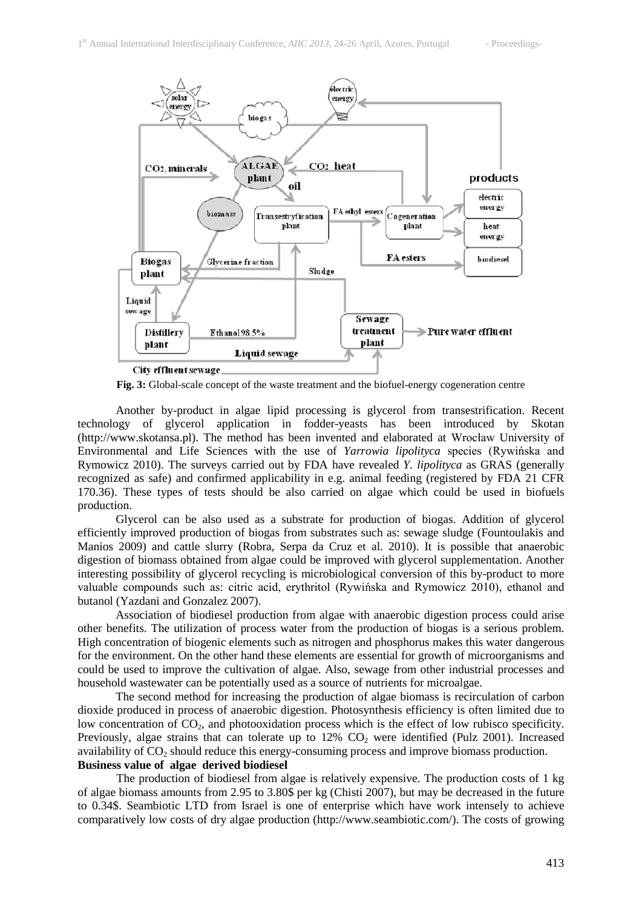**Fig. 3:** Global-scale concept of the waste treatment and the biofuel-energy cogeneration centre

Another by-product in algae lipid processing is glycerol from transestrification. Recent technology of glycerol application in fodder-yeasts has been introduced by Skotan (http://www.skotansa.pl). The method has been invented and elaborated at Wrocław University of Environmental and Life Sciences with the use of *Yarrowia lipolityca* species (Rywińska and Rymowicz 2010). The surveys carried out by FDA have revealed *Y. lipolityca* as GRAS (generally recognized as safe) and confirmed applicability in e.g. animal feeding (registered by FDA 21 CFR 170.36). These types of tests should be also carried on algae which could be used in biofuels production.

Glycerol can be also used as a substrate for production of biogas. Addition of glycerol efficiently improved production of biogas from substrates such as: sewage sludge (Fountoulakis and Manios 2009) and cattle slurry (Robra, Serpa da Cruz et al. 2010). It is possible that anaerobic digestion of biomass obtained from algae could be improved with glycerol supplementation. Another interesting possibility of glycerol recycling is microbiological conversion of this by-product to more valuable compounds such as: citric acid, erythritol (Rywińska and Rymowicz 2010), ethanol and butanol (Yazdani and Gonzalez 2007).

Association of biodiesel production from algae with anaerobic digestion process could arise other benefits. The utilization of process water from the production of biogas is a serious problem. High concentration of biogenic elements such as nitrogen and phosphorus makes this water dangerous for the environment. On the other hand these elements are essential for growth of microorganisms and could be used to improve the cultivation of algae. Also, sewage from other industrial processes and household wastewater can be potentially used as a source of nutrients for microalgae.

The second method for increasing the production of algae biomass is recirculation of carbon dioxide produced in process of anaerobic digestion. Photosynthesis efficiency is often limited due to low concentration of $CO_2$, and photooxidation process which is the effect of low rubisco specificity. Previously, algae strains that can tolerate up to 12% $CO_2$ were identified (Pulz 2001). Increased availability of $CO_2$ should reduce this energy-consuming process and improve biomass production.

**Business value of algae derived biodiesel**

The production of biodiesel from algae is relatively expensive. The production costs of 1 kg of algae biomass amounts from 2.95 to 3.80$ per kg (Chisti 2007), but may be decreased in the future to 0.34$. Seambiotic LTD from Israel is one of enterprise which have work intensely to achieve comparatively low costs of dry algae production (http://www.seambiotic.com/). The costs of growing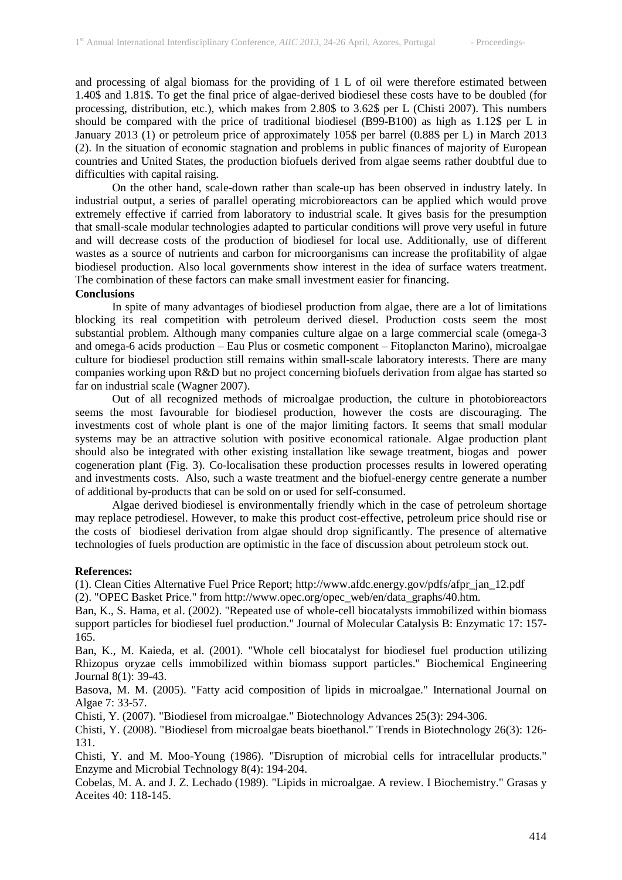and processing of algal biomass for the providing of 1 L of oil were therefore estimated between 1.40$ and 1.81$. To get the final price of algae-derived biodiesel these costs have to be doubled (for processing, distribution, etc.), which makes from 2.80$ to 3.62$ per L (Chisti 2007). This numbers should be compared with the price of traditional biodiesel (B99-B100) as high as 1.12$ per L in January 2013 (1) or petroleum price of approximately 105$ per barrel (0.88$ per L) in March 2013 (2). In the situation of economic stagnation and problems in public finances of majority of European countries and United States, the production biofuels derived from algae seems rather doubtful due to difficulties with capital raising.

On the other hand, scale-down rather than scale-up has been observed in industry lately. In industrial output, a series of parallel operating microbioreactors can be applied which would prove extremely effective if carried from laboratory to industrial scale. It gives basis for the presumption that small-scale modular technologies adapted to particular conditions will prove very useful in future and will decrease costs of the production of biodiesel for local use. Additionally, use of different wastes as a source of nutrients and carbon for microorganisms can increase the profitability of algae biodiesel production. Also local governments show interest in the idea of surface waters treatment. The combination of these factors can make small investment easier for financing.

**Conclusions**

In spite of many advantages of biodiesel production from algae, there are a lot of limitations blocking its real competition with petroleum derived diesel. Production costs seem the most substantial problem. Although many companies culture algae on a large commercial scale (omega-3 and omega-6 acids production – Eau Plus or cosmetic component – Fitoplancton Marino), microalgae culture for biodiesel production still remains within small-scale laboratory interests. There are many companies working upon R&D but no project concerning biofuels derivation from algae has started so far on industrial scale (Wagner 2007).

Out of all recognized methods of microalgae production, the culture in photobioreactors seems the most favourable for biodiesel production, however the costs are discouraging. The investments cost of whole plant is one of the major limiting factors. It seems that small modular systems may be an attractive solution with positive economical rationale. Algae production plant should also be integrated with other existing installation like sewage treatment, biogas and power cogeneration plant (Fig. 3). Co-localisation these production processes results in lowered operating and investments costs. Also, such a waste treatment and the biofuel-energy centre generate a number of additional by-products that can be sold on or used for self-consumed.

Algae derived biodiesel is environmentally friendly which in the case of petroleum shortage may replace petrodiesel. However, to make this product cost-effective, petroleum price should rise or the costs of biodiesel derivation from algae should drop significantly. The presence of alternative technologies of fuels production are optimistic in the face of discussion about petroleum stock out.

**References:**

(1). Clean Cities Alternative Fuel Price Report; http://www.afdc.energy.gov/pdfs/afpr_jan_12.pdf

(2). "OPEC Basket Price." from http://www.opec.org/opec_web/en/data_graphs/40.htm.

Ban, K., S. Hama, et al. (2002). "Repeated use of whole-cell biocatalysts immobilized within biomass support particles for biodiesel fuel production." Journal of Molecular Catalysis B: Enzymatic 17: 157-165.

Ban, K., M. Kaieda, et al. (2001). "Whole cell biocatalyst for biodiesel fuel production utilizing Rhizopus oryzae cells immobilized within biomass support particles." Biochemical Engineering Journal 8(1): 39-43.

Basova, M. M. (2005). "Fatty acid composition of lipids in microalgae." International Journal on Algae 7: 33-57.

Chisti, Y. (2007). "Biodiesel from microalgae." Biotechnology Advances 25(3): 294-306.

Chisti, Y. (2008). "Biodiesel from microalgae beats bioethanol." Trends in Biotechnology 26(3): 126-131.

Chisti, Y. and M. Moo-Young (1986). "Disruption of microbial cells for intracellular products." Enzyme and Microbial Technology 8(4): 194-204.

Cobelas, M. A. and J. Z. Lechado (1989). "Lipids in microalgae. A review. I Biochemistry." Grasas y Aceites 40: 118-145.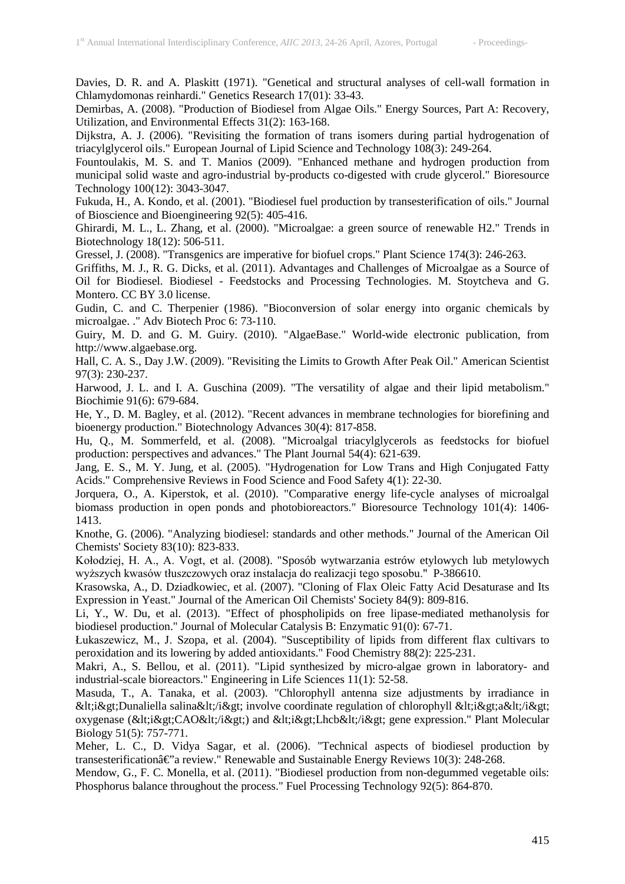Davies, D. R. and A. Plaskitt (1971). "Genetical and structural analyses of cell-wall formation in Chlamydomonas reinhardi." Genetics Research 17(01): 33-43.

Demirbas, A. (2008). "Production of Biodiesel from Algae Oils." Energy Sources, Part A: Recovery, Utilization, and Environmental Effects 31(2): 163-168.

Dijkstra, A. J. (2006). "Revisiting the formation of trans isomers during partial hydrogenation of triacylglycerol oils." European Journal of Lipid Science and Technology 108(3): 249-264.

Fountoulakis, M. S. and T. Manios (2009). "Enhanced methane and hydrogen production from municipal solid waste and agro-industrial by-products co-digested with crude glycerol." Bioresource Technology 100(12): 3043-3047.

Fukuda, H., A. Kondo, et al. (2001). "Biodiesel fuel production by transesterification of oils." Journal of Bioscience and Bioengineering 92(5): 405-416.

Ghirardi, M. L., L. Zhang, et al. (2000). "Microalgae: a green source of renewable H2." Trends in Biotechnology 18(12): 506-511.

Gressel, J. (2008). "Transgenics are imperative for biofuel crops." Plant Science 174(3): 246-263.

Griffiths, M. J., R. G. Dicks, et al. (2011). Advantages and Challenges of Microalgae as a Source of Oil for Biodiesel. Biodiesel - Feedstocks and Processing Technologies. M. Stoytcheva and G. Montero. CC BY 3.0 license.

Gudin, C. and C. Therpenier (1986). "Bioconversion of solar energy into organic chemicals by microalgae. ." Adv Biotech Proc 6: 73-110.

Guiry, M. D. and G. M. Guiry. (2010). "AlgaeBase." World-wide electronic publication, from http://www.algaebase.org.

Hall, C. A. S., Day J.W. (2009). "Revisiting the Limits to Growth After Peak Oil." American Scientist 97(3): 230-237.

Harwood, J. L. and I. A. Guschina (2009). "The versatility of algae and their lipid metabolism." Biochimie 91(6): 679-684.

He, Y., D. M. Bagley, et al. (2012). "Recent advances in membrane technologies for biorefining and bioenergy production." Biotechnology Advances 30(4): 817-858.

Hu, Q., M. Sommerfeld, et al. (2008). "Microalgal triacylglycerols as feedstocks for biofuel production: perspectives and advances." The Plant Journal 54(4): 621-639.

Jang, E. S., M. Y. Jung, et al. (2005). "Hydrogenation for Low Trans and High Conjugated Fatty Acids." Comprehensive Reviews in Food Science and Food Safety 4(1): 22-30.

Jorquera, O., A. Kiperstok, et al. (2010). "Comparative energy life-cycle analyses of microalgal biomass production in open ponds and photobioreactors." Bioresource Technology 101(4): 1406-1413.

Knothe, G. (2006). "Analyzing biodiesel: standards and other methods." Journal of the American Oil Chemists' Society 83(10): 823-833.

Kołodziej, H. A., A. Vogt, et al. (2008). "Sposób wytwarzania estrów etylowych lub metylowych wyższych kwasów tłuszczowych oraz instalacja do realizacji tego sposobu." P-386610.

Krasowska, A., D. Dziadkowiec, et al. (2007). "Cloning of Flax Oleic Fatty Acid Desaturase and Its Expression in Yeast." Journal of the American Oil Chemists' Society 84(9): 809-816.

Li, Y., W. Du, et al. (2013). "Effect of phospholipids on free lipase-mediated methanolysis for biodiesel production." Journal of Molecular Catalysis B: Enzymatic 91(0): 67-71.

Łukaszewicz, M., J. Szopa, et al. (2004). "Susceptibility of lipids from different flax cultivars to peroxidation and its lowering by added antioxidants." Food Chemistry 88(2): 225-231.

Makri, A., S. Bellou, et al. (2011). "Lipid synthesized by micro-algae grown in laboratory- and industrial-scale bioreactors." Engineering in Life Sciences 11(1): 52-58.

Masuda, T., A. Tanaka, et al. (2003). "Chlorophyll antenna size adjustments by irradiance in &lt;i&gt;Dunaliella salina&lt;/i&gt; involve coordinate regulation of chlorophyll &lt;i&gt;a&lt;/i&gt; oxygenase (&lt;i&gt;CAO&lt;/i&gt;) and &lt;i&gt;Lhcb&lt;/i&gt; gene expression." Plant Molecular Biology 51(5): 757-771.

Meher, L. C., D. Vidya Sagar, et al. (2006). "Technical aspects of biodiesel production by transesterificationâ€"a review." Renewable and Sustainable Energy Reviews 10(3): 248-268.

Mendow, G., F. C. Monella, et al. (2011). "Biodiesel production from non-degummed vegetable oils: Phosphorus balance throughout the process." Fuel Processing Technology 92(5): 864-870.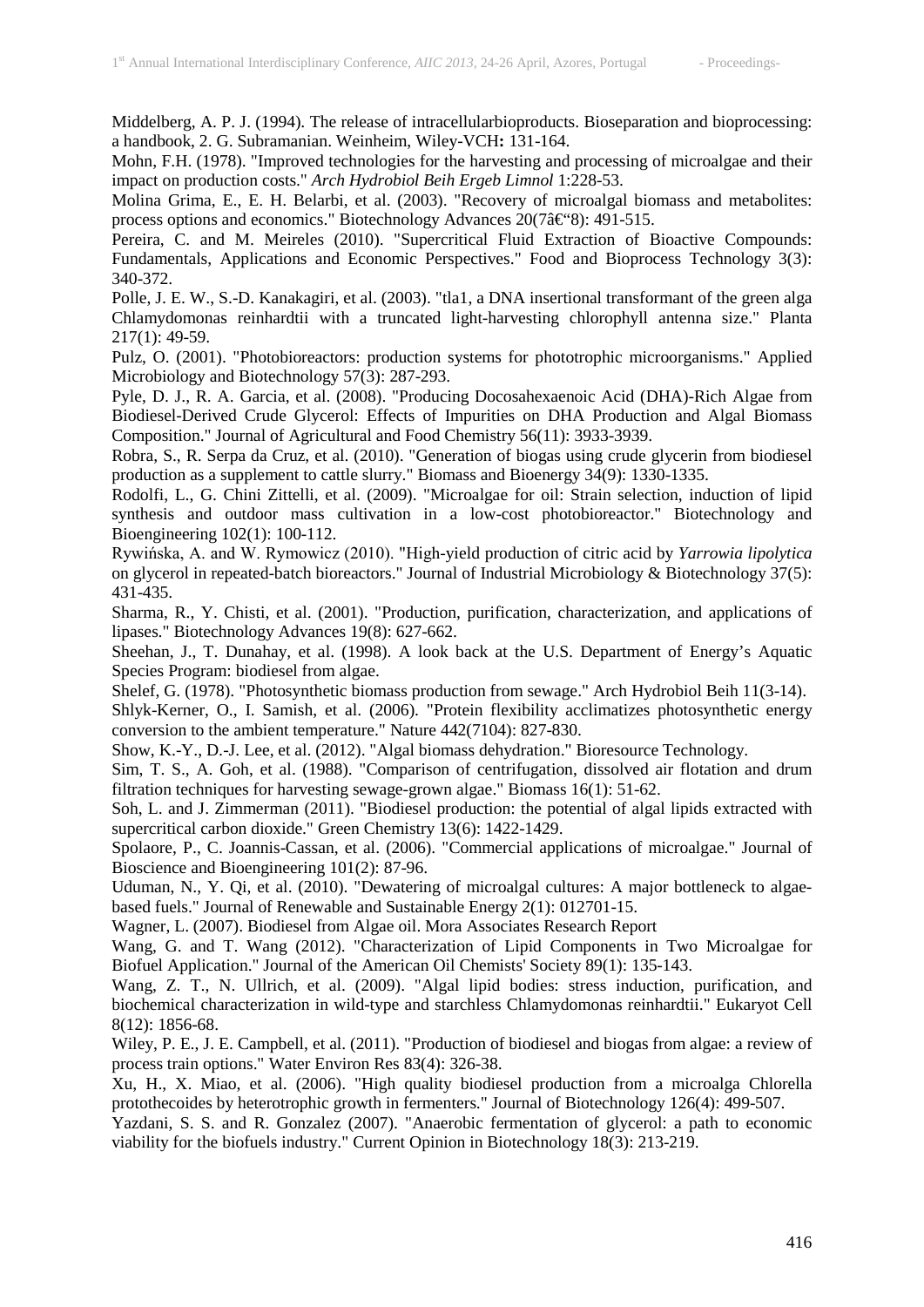Middelberg, A. P. J. (1994). The release of intracellularbioproducts. Bioseparation and bioprocessing: a handbook, 2. G. Subramanian. Weinheim, Wiley-VCH**:** 131-164.

Mohn, F.H. (1978). "Improved technologies for the harvesting and processing of microalgae and their impact on production costs." *Arch Hydrobiol Beih Ergeb Limnol* 1:228-53.

Molina Grima, E., E. H. Belarbi, et al. (2003). "Recovery of microalgal biomass and metabolites: process options and economics." Biotechnology Advances 20(7â€"8): 491-515.

Pereira, C. and M. Meireles (2010). "Supercritical Fluid Extraction of Bioactive Compounds: Fundamentals, Applications and Economic Perspectives." Food and Bioprocess Technology 3(3): 340-372.

Polle, J. E. W., S.-D. Kanakagiri, et al. (2003). "tla1, a DNA insertional transformant of the green alga Chlamydomonas reinhardtii with a truncated light-harvesting chlorophyll antenna size." Planta 217(1): 49-59.

Pulz, O. (2001). "Photobioreactors: production systems for phototrophic microorganisms." Applied Microbiology and Biotechnology 57(3): 287-293.

Pyle, D. J., R. A. Garcia, et al. (2008). "Producing Docosahexaenoic Acid (DHA)-Rich Algae from Biodiesel-Derived Crude Glycerol: Effects of Impurities on DHA Production and Algal Biomass Composition." Journal of Agricultural and Food Chemistry 56(11): 3933-3939.

Robra, S., R. Serpa da Cruz, et al. (2010). "Generation of biogas using crude glycerin from biodiesel production as a supplement to cattle slurry." Biomass and Bioenergy 34(9): 1330-1335.

Rodolfi, L., G. Chini Zittelli, et al. (2009). "Microalgae for oil: Strain selection, induction of lipid synthesis and outdoor mass cultivation in a low-cost photobioreactor." Biotechnology and Bioengineering 102(1): 100-112.

Rywińska, A. and W. Rymowicz (2010). "High-yield production of citric acid by *Yarrowia lipolytica* on glycerol in repeated-batch bioreactors." Journal of Industrial Microbiology & Biotechnology 37(5): 431-435.

Sharma, R., Y. Chisti, et al. (2001). "Production, purification, characterization, and applications of lipases." Biotechnology Advances 19(8): 627-662.

Sheehan, J., T. Dunahay, et al. (1998). A look back at the U.S. Department of Energy's Aquatic Species Program: biodiesel from algae.

Shelef, G. (1978). "Photosynthetic biomass production from sewage." Arch Hydrobiol Beih 11(3-14).

Shlyk-Kerner, O., I. Samish, et al. (2006). "Protein flexibility acclimatizes photosynthetic energy conversion to the ambient temperature." Nature 442(7104): 827-830.

Show, K.-Y., D.-J. Lee, et al. (2012). "Algal biomass dehydration." Bioresource Technology.

Sim, T. S., A. Goh, et al. (1988). "Comparison of centrifugation, dissolved air flotation and drum filtration techniques for harvesting sewage-grown algae." Biomass 16(1): 51-62.

Soh, L. and J. Zimmerman (2011). "Biodiesel production: the potential of algal lipids extracted with supercritical carbon dioxide." Green Chemistry 13(6): 1422-1429.

Spolaore, P., C. Joannis-Cassan, et al. (2006). "Commercial applications of microalgae." Journal of Bioscience and Bioengineering 101(2): 87-96.

Uduman, N., Y. Qi, et al. (2010). "Dewatering of microalgal cultures: A major bottleneck to algae-based fuels." Journal of Renewable and Sustainable Energy 2(1): 012701-15.

Wagner, L. (2007). Biodiesel from Algae oil. Mora Associates Research Report

Wang, G. and T. Wang (2012). "Characterization of Lipid Components in Two Microalgae for Biofuel Application." Journal of the American Oil Chemists' Society 89(1): 135-143.

Wang, Z. T., N. Ullrich, et al. (2009). "Algal lipid bodies: stress induction, purification, and biochemical characterization in wild-type and starchless Chlamydomonas reinhardtii." Eukaryot Cell 8(12): 1856-68.

Wiley, P. E., J. E. Campbell, et al. (2011). "Production of biodiesel and biogas from algae: a review of process train options." Water Environ Res 83(4): 326-38.

Xu, H., X. Miao, et al. (2006). "High quality biodiesel production from a microalga Chlorella protothecoides by heterotrophic growth in fermenters." Journal of Biotechnology 126(4): 499-507.

Yazdani, S. S. and R. Gonzalez (2007). "Anaerobic fermentation of glycerol: a path to economic viability for the biofuels industry." Current Opinion in Biotechnology 18(3): 213-219.